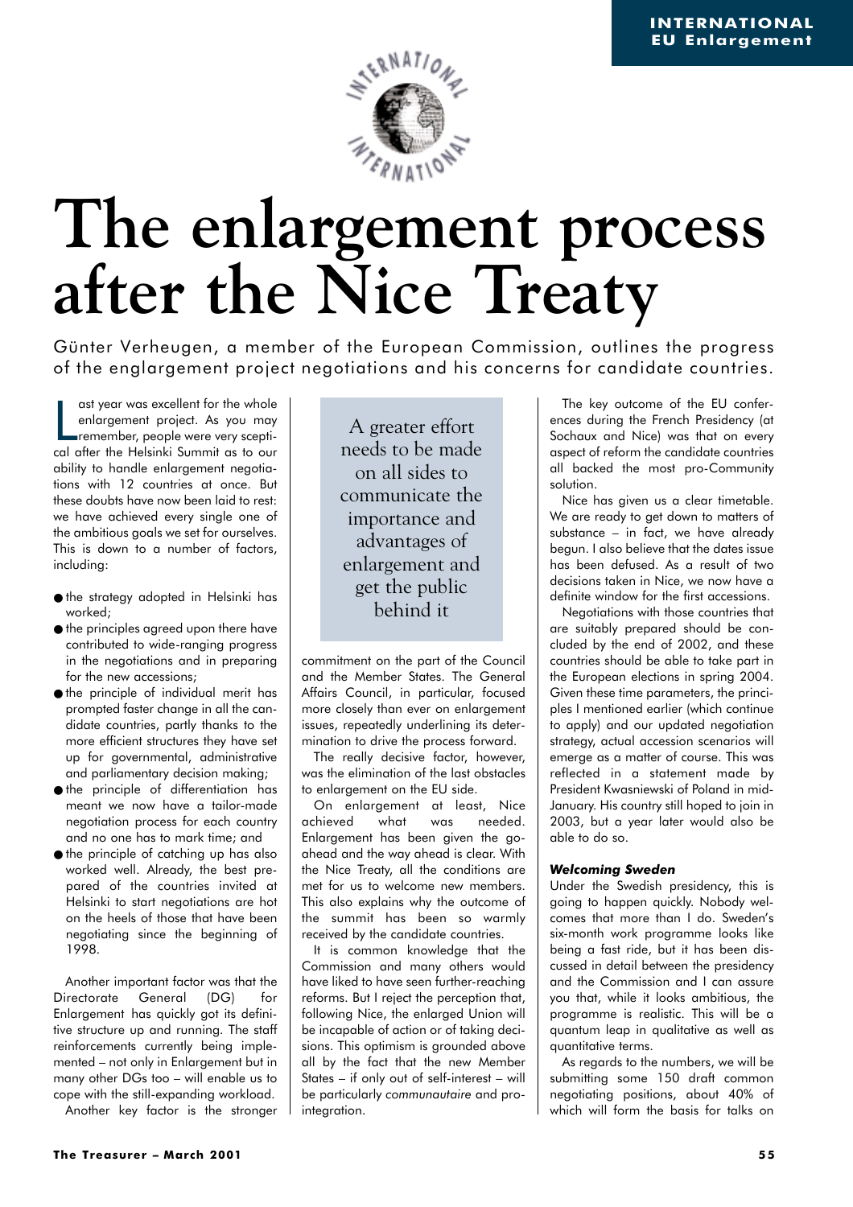# The enlargement process after the Nice Treaty

Günter Verheugen, a member of the European Commission, outlines the progress of the englargement project negotiations and his concerns for candidate countries.

Last year was excellent for the whole enlargement project. As you may remember, people were very sceptical after the Helsinki Summit as to our ability to handle enlargement negotiations with 12 countries at once. But these doubts have now been laid to rest: we have achieved every single one of the ambitious goals we set for ourselves. This is down to a number of factors, including:

- the strategy adopted in Helsinki has worked;
- the principles agreed upon there have contributed to wide-ranging progress in the negotiations and in preparing for the new accessions;
- the principle of individual merit has prompted faster change in all the candidate countries, partly thanks to the more efficient structures they have set up for governmental, administrative and parliamentary decision making;
- the principle of differentiation has meant we now have a tailor-made negotiation process for each country and no one has to mark time; and
- the principle of catching up has also worked well. Already, the best prepared of the countries invited at Helsinki to start negotiations are hot on the heels of those that have been negotiating since the beginning of 1998.

Another important factor was that the Directorate General (DG) for Enlargement has quickly got its definitive structure up and running. The staff reinforcements currently being implemented – not only in Enlargement but in many other DGs too – will enable us to cope with the still-expanding workload.

Another key factor is the stronger commitment on the part of the Council and the Member States. The General Affairs Council, in particular, focused more closely than ever on enlargement issues, repeatedly underlining its determination to drive the process forward.

> A greater effort needs to be made on all sides to communicate the importance and advantages of enlargement and get the public behind it

The really decisive factor, however, was the elimination of the last obstacles to enlargement on the EU side.

On enlargement at least, Nice achieved what was needed. Enlargement has been given the go-ahead and the way ahead is clear. With the Nice Treaty, all the conditions are met for us to welcome new members. This also explains why the outcome of the summit has been so warmly received by the candidate countries.

It is common knowledge that the Commission and many others would have liked to have seen further-reaching reforms. But I reject the perception that, following Nice, the enlarged Union will be incapable of action or of taking decisions. This optimism is grounded above all by the fact that the new Member States – if only out of self-interest – will be particularly *communautaire* and pro-integration.

The key outcome of the EU conferences during the French Presidency (at Sochaux and Nice) was that on every aspect of reform the candidate countries all backed the most pro-Community solution.

Nice has given us a clear timetable. We are ready to get down to matters of substance – in fact, we have already begun. I also believe that the dates issue has been defused. As a result of two decisions taken in Nice, we now have a definite window for the first accessions.

Negotiations with those countries that are suitably prepared should be concluded by the end of 2002, and these countries should be able to take part in the European elections in spring 2004. Given these time parameters, the principles I mentioned earlier (which continue to apply) and our updated negotiation strategy, actual accession scenarios will emerge as a matter of course. This was reflected in a statement made by President Kwasniewski of Poland in mid-January. His country still hoped to join in 2003, but a year later would also be able to do so.

### *Welcoming Sweden*

Under the Swedish presidency, this is going to happen quickly. Nobody welcomes that more than I do. Sweden's six-month work programme looks like being a fast ride, but it has been discussed in detail between the presidency and the Commission and I can assure you that, while it looks ambitious, the programme is realistic. This will be a quantum leap in qualitative as well as quantitative terms.

As regards to the numbers, we will be submitting some 150 draft common negotiating positions, about 40% of which will form the basis for talks on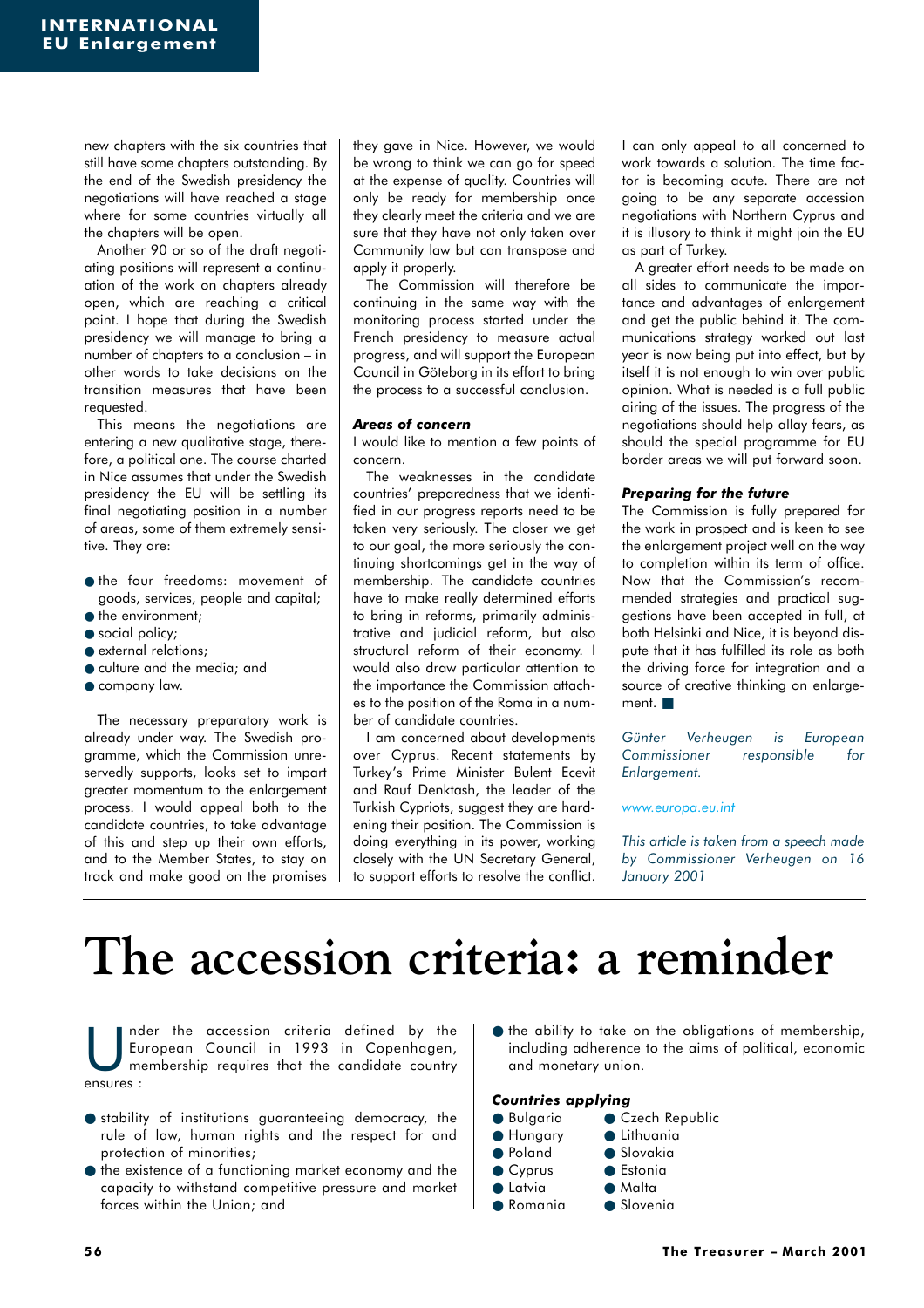new chapters with the six countries that still have some chapters outstanding. By the end of the Swedish presidency the negotiations will have reached a stage where for some countries virtually all the chapters will be open.

Another 90 or so of the draft negotiating positions will represent a continuation of the work on chapters already open, which are reaching a critical point. I hope that during the Swedish presidency we will manage to bring a number of chapters to a conclusion – in other words to take decisions on the transition measures that have been requested.

This means the negotiations are entering a new qualitative stage, therefore, a political one. The course charted in Nice assumes that under the Swedish presidency the EU will be settling its final negotiating position in a number of areas, some of them extremely sensitive. They are:

- the four freedoms: movement of goods, services, people and capital;
- the environment;
- social policy;
- external relations;
- culture and the media; and
- company law.

The necessary preparatory work is already under way. The Swedish programme, which the Commission unreservedly supports, looks set to impart greater momentum to the enlargement process. I would appeal both to the candidate countries, to take advantage of this and step up their own efforts, and to the Member States, to stay on track and make good on the promises they gave in Nice. However, we would be wrong to think we can go for speed at the expense of quality. Countries will only be ready for membership once they clearly meet the criteria and we are sure that they have not only taken over Community law but can transpose and apply it properly.

The Commission will therefore be continuing in the same way with the monitoring process started under the French presidency to measure actual progress, and will support the European Council in Göteborg in its effort to bring the process to a successful conclusion.

### *Areas of concern*

I would like to mention a few points of concern.

The weaknesses in the candidate countries' preparedness that we identified in our progress reports need to be taken very seriously. The closer we get to our goal, the more seriously the continuing shortcomings get in the way of membership. The candidate countries have to make really determined efforts to bring in reforms, primarily administrative and judicial reform, but also structural reform of their economy. I would also draw particular attention to the importance the Commission attaches to the position of the Roma in a number of candidate countries.

I am concerned about developments over Cyprus. Recent statements by Turkey's Prime Minister Bulent Ecevit and Rauf Denktash, the leader of the Turkish Cypriots, suggest they are hardening their position. The Commission is doing everything in its power, working closely with the UN Secretary General, to support efforts to resolve the conflict. I can only appeal to all concerned to work towards a solution. The time factor is becoming acute. There are not going to be any separate accession negotiations with Northern Cyprus and it is illusory to think it might join the EU as part of Turkey.

A greater effort needs to be made on all sides to communicate the importance and advantages of enlargement and get the public behind it. The communications strategy worked out last year is now being put into effect, but by itself it is not enough to win over public opinion. What is needed is a full public airing of the issues. The progress of the negotiations should help allay fears, as should the special programme for EU border areas we will put forward soon.

### *Preparing for the future*

The Commission is fully prepared for the work in prospect and is keen to see the enlargement project well on the way to completion within its term of office. Now that the Commission's recommended strategies and practical suggestions have been accepted in full, at both Helsinki and Nice, it is beyond dispute that it has fulfilled its role as both the driving force for integration and a source of creative thinking on enlargement. ■

*Günter Verheugen is European Commissioner responsible for Enlargement.*

*www.europa.eu.int*

*This article is taken from a speech made by Commissioner Verheugen on 16 January 2001*

# The accession criteria: a reminder

Under the accession criteria defined by the European Council in 1993 in Copenhagen, membership requires that the candidate country ensures :

- stability of institutions guaranteeing democracy, the rule of law, human rights and the respect for and protection of minorities;
- the existence of a functioning market economy and the capacity to withstand competitive pressure and market forces within the Union; and
- the ability to take on the obligations of membership, including adherence to the aims of political, economic and monetary union.

### *Countries applying*

- Bulgaria
- Hungary
- Poland
- Cyprus
- Latvia
- Romania
- Czech Republic
- Lithuania
- Slovakia
- Estonia
- Malta
- Slovenia